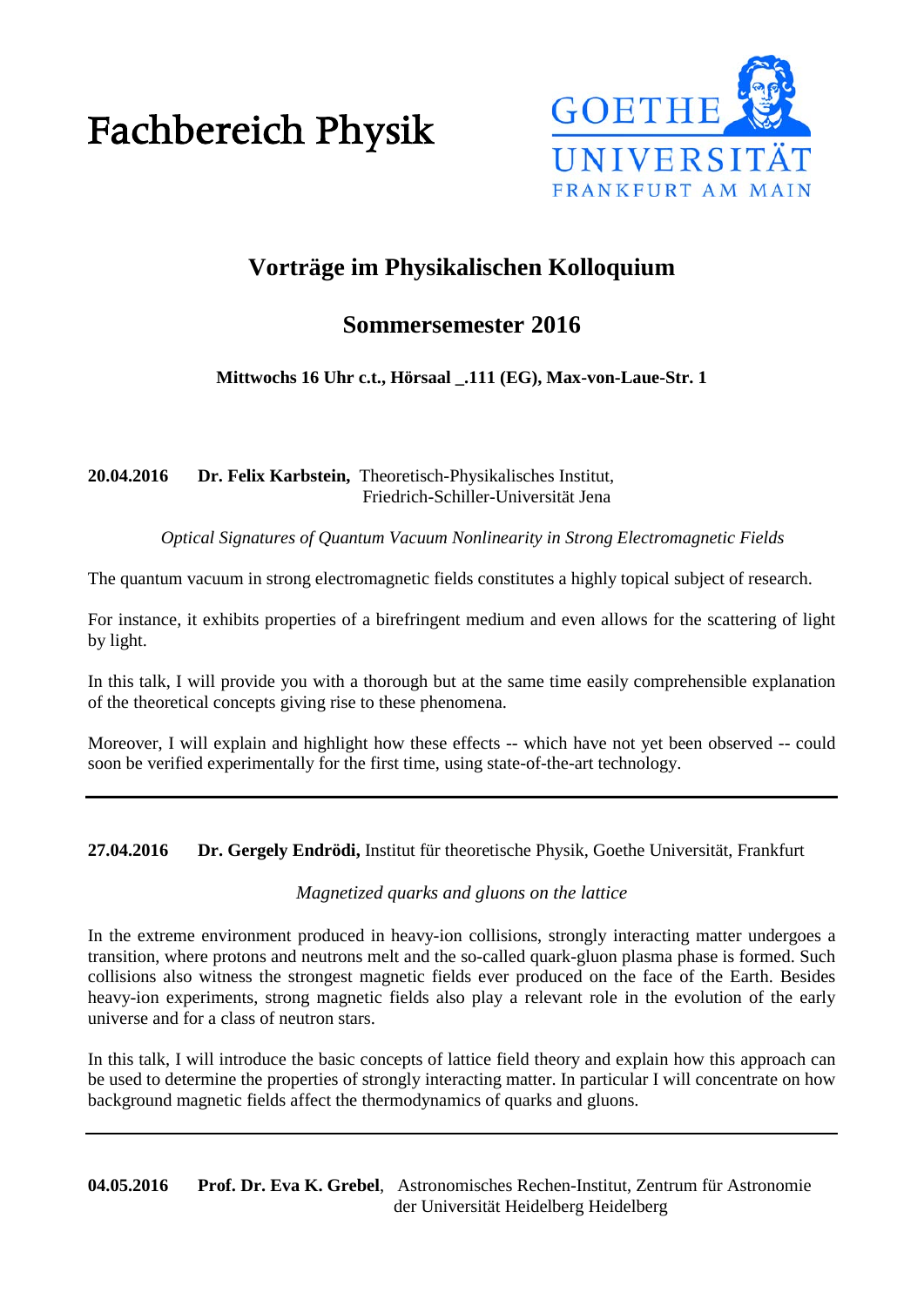# Fachbereich Physik

GOETHE UNIVERSITÄT FRANKFURT AM MAIN

## Vorträge im Physikalischen Kolloquium

## Sommersemester 2016

**Mittwochs 16 Uhr c.t., Hörsaal _.111 (EG), Max-von-Laue-Str. 1**

**20.04.2016** **Dr. Felix Karbstein,** Theoretisch-Physikalisches Institut, Friedrich-Schiller-Universität Jena

*Optical Signatures of Quantum Vacuum Nonlinearity in Strong Electromagnetic Fields*

The quantum vacuum in strong electromagnetic fields constitutes a highly topical subject of research.

For instance, it exhibits properties of a birefringent medium and even allows for the scattering of light by light.

In this talk, I will provide you with a thorough but at the same time easily comprehensible explanation of the theoretical concepts giving rise to these phenomena.

Moreover, I will explain and highlight how these effects -- which have not yet been observed -- could soon be verified experimentally for the first time, using state-of-the-art technology.

---

**27.04.2016** **Dr. Gergely Endrödi,** Institut für theoretische Physik, Goethe Universität, Frankfurt

*Magnetized quarks and gluons on the lattice*

In the extreme environment produced in heavy-ion collisions, strongly interacting matter undergoes a transition, where protons and neutrons melt and the so-called quark-gluon plasma phase is formed. Such collisions also witness the strongest magnetic fields ever produced on the face of the Earth. Besides heavy-ion experiments, strong magnetic fields also play a relevant role in the evolution of the early universe and for a class of neutron stars.

In this talk, I will introduce the basic concepts of lattice field theory and explain how this approach can be used to determine the properties of strongly interacting matter. In particular I will concentrate on how background magnetic fields affect the thermodynamics of quarks and gluons.

---

**04.05.2016** **Prof. Dr. Eva K. Grebel**, Astronomisches Rechen-Institut, Zentrum für Astronomie der Universität Heidelberg Heidelberg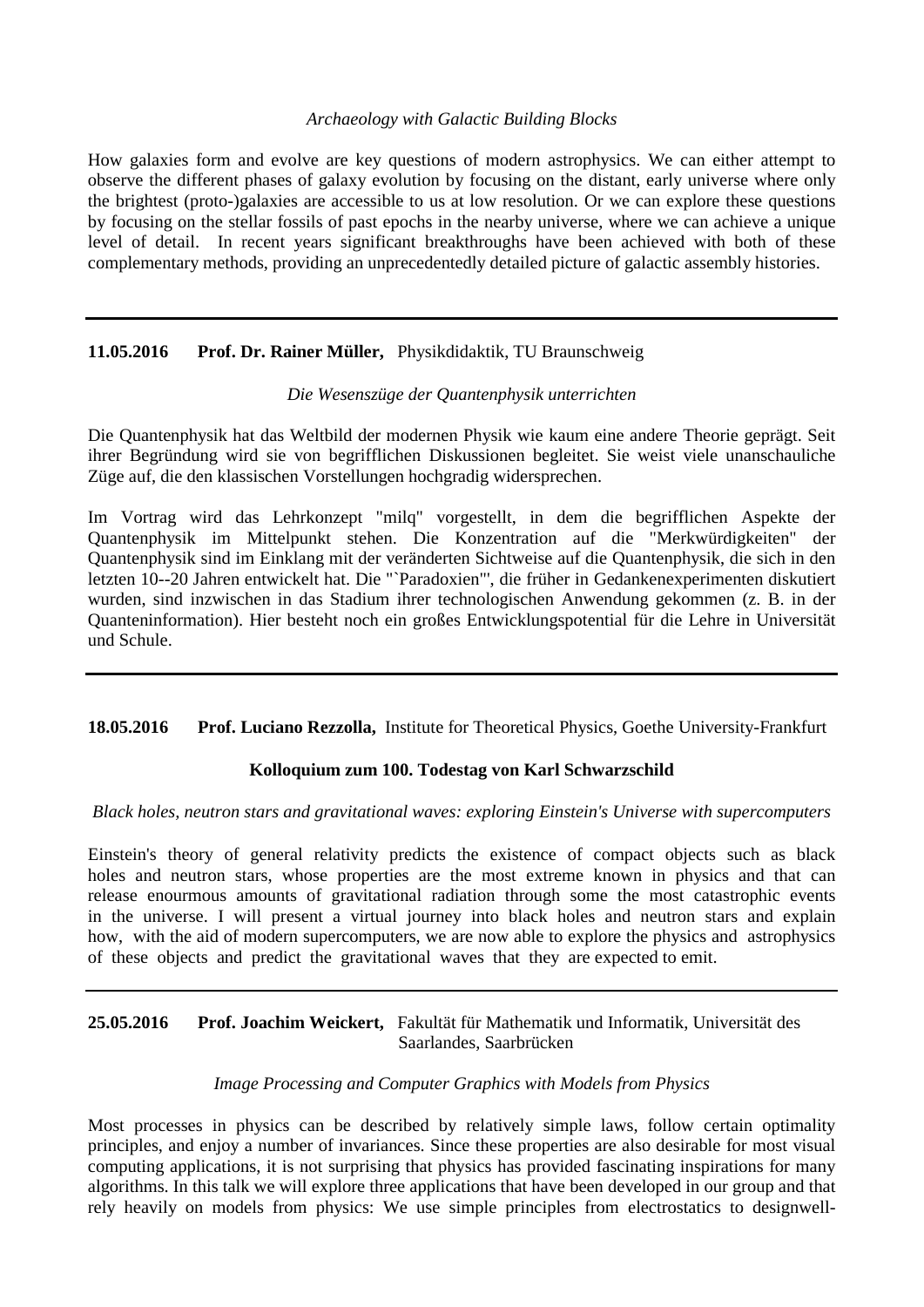*Archaeology with Galactic Building Blocks*

How galaxies form and evolve are key questions of modern astrophysics. We can either attempt to observe the different phases of galaxy evolution by focusing on the distant, early universe where only the brightest (proto-)galaxies are accessible to us at low resolution. Or we can explore these questions by focusing on the stellar fossils of past epochs in the nearby universe, where we can achieve a unique level of detail. In recent years significant breakthroughs have been achieved with both of these complementary methods, providing an unprecedentedly detailed picture of galactic assembly histories.

---

**11.05.2016 Prof. Dr. Rainer Müller,** Physikdidaktik, TU Braunschweig

*Die Wesenszüge der Quantenphysik unterrichten*

Die Quantenphysik hat das Weltbild der modernen Physik wie kaum eine andere Theorie geprägt. Seit ihrer Begründung wird sie von begrifflichen Diskussionen begleitet. Sie weist viele unanschauliche Züge auf, die den klassischen Vorstellungen hochgradig widersprechen.

Im Vortrag wird das Lehrkonzept "milq" vorgestellt, in dem die begrifflichen Aspekte der Quantenphysik im Mittelpunkt stehen. Die Konzentration auf die "Merkwürdigkeiten" der Quantenphysik sind im Einklang mit der veränderten Sichtweise auf die Quantenphysik, die sich in den letzten 10--20 Jahren entwickelt hat. Die "`Paradoxien"', die früher in Gedankenexperimenten diskutiert wurden, sind inzwischen in das Stadium ihrer technologischen Anwendung gekommen (z. B. in der Quanteninformation). Hier besteht noch ein großes Entwicklungspotential für die Lehre in Universität und Schule.

---

**18.05.2016 Prof. Luciano Rezzolla,** Institute for Theoretical Physics, Goethe University-Frankfurt

**Kolloquium zum 100. Todestag von Karl Schwarzschild**

*Black holes, neutron stars and gravitational waves: exploring Einstein's Universe with supercomputers*

Einstein's theory of general relativity predicts the existence of compact objects such as black holes and neutron stars, whose properties are the most extreme known in physics and that can release enourmous amounts of gravitational radiation through some the most catastrophic events in the universe. I will present a virtual journey into black holes and neutron stars and explain how, with the aid of modern supercomputers, we are now able to explore the physics and astrophysics of these objects and predict the gravitational waves that they are expected to emit.

---

**25.05.2016 Prof. Joachim Weickert,** Fakultät für Mathematik und Informatik, Universität des Saarlandes, Saarbrücken

*Image Processing and Computer Graphics with Models from Physics*

Most processes in physics can be described by relatively simple laws, follow certain optimality principles, and enjoy a number of invariances. Since these properties are also desirable for most visual computing applications, it is not surprising that physics has provided fascinating inspirations for many algorithms. In this talk we will explore three applications that have been developed in our group and that rely heavily on models from physics: We use simple principles from electrostatics to designwell-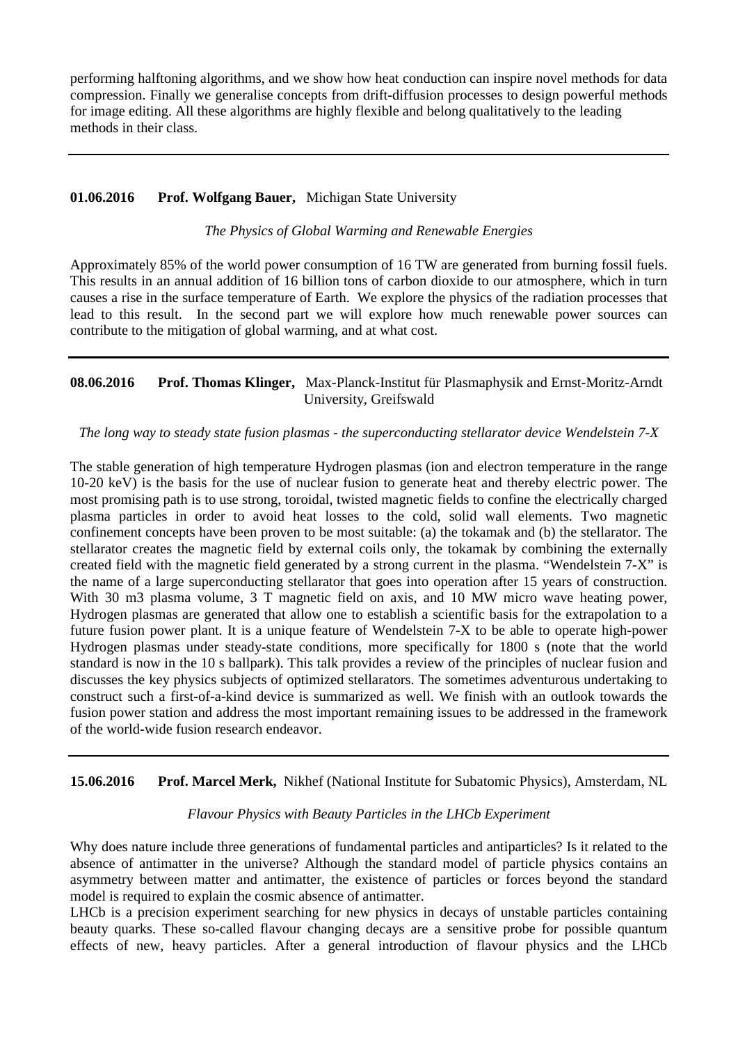performing halftoning algorithms, and we show how heat conduction can inspire novel methods for data compression. Finally we generalise concepts from drift-diffusion processes to design powerful methods for image editing. All these algorithms are highly flexible and belong qualitatively to the leading methods in their class.

---

**01.06.2016 Prof. Wolfgang Bauer,** Michigan State University

*The Physics of Global Warming and Renewable Energies*

Approximately 85% of the world power consumption of 16 TW are generated from burning fossil fuels. This results in an annual addition of 16 billion tons of carbon dioxide to our atmosphere, which in turn causes a rise in the surface temperature of Earth. We explore the physics of the radiation processes that lead to this result. In the second part we will explore how much renewable power sources can contribute to the mitigation of global warming, and at what cost.

---

**08.06.2016 Prof. Thomas Klinger,** Max-Planck-Institut für Plasmaphysik and Ernst-Moritz-Arndt University, Greifswald

*The long way to steady state fusion plasmas - the superconducting stellarator device Wendelstein 7-X*

The stable generation of high temperature Hydrogen plasmas (ion and electron temperature in the range 10-20 keV) is the basis for the use of nuclear fusion to generate heat and thereby electric power. The most promising path is to use strong, toroidal, twisted magnetic fields to confine the electrically charged plasma particles in order to avoid heat losses to the cold, solid wall elements. Two magnetic confinement concepts have been proven to be most suitable: (a) the tokamak and (b) the stellarator. The stellarator creates the magnetic field by external coils only, the tokamak by combining the externally created field with the magnetic field generated by a strong current in the plasma. "Wendelstein 7-X" is the name of a large superconducting stellarator that goes into operation after 15 years of construction. With 30 m3 plasma volume, 3 T magnetic field on axis, and 10 MW micro wave heating power, Hydrogen plasmas are generated that allow one to establish a scientific basis for the extrapolation to a future fusion power plant. It is a unique feature of Wendelstein 7-X to be able to operate high-power Hydrogen plasmas under steady-state conditions, more specifically for 1800 s (note that the world standard is now in the 10 s ballpark). This talk provides a review of the principles of nuclear fusion and discusses the key physics subjects of optimized stellarators. The sometimes adventurous undertaking to construct such a first-of-a-kind device is summarized as well. We finish with an outlook towards the fusion power station and address the most important remaining issues to be addressed in the framework of the world-wide fusion research endeavor.

---

**15.06.2016 Prof. Marcel Merk,** Nikhef (National Institute for Subatomic Physics), Amsterdam, NL

*Flavour Physics with Beauty Particles in the LHCb Experiment*

Why does nature include three generations of fundamental particles and antiparticles? Is it related to the absence of antimatter in the universe? Although the standard model of particle physics contains an asymmetry between matter and antimatter, the existence of particles or forces beyond the standard model is required to explain the cosmic absence of antimatter.
LHCb is a precision experiment searching for new physics in decays of unstable particles containing beauty quarks. These so-called flavour changing decays are a sensitive probe for possible quantum effects of new, heavy particles. After a general introduction of flavour physics and the LHCb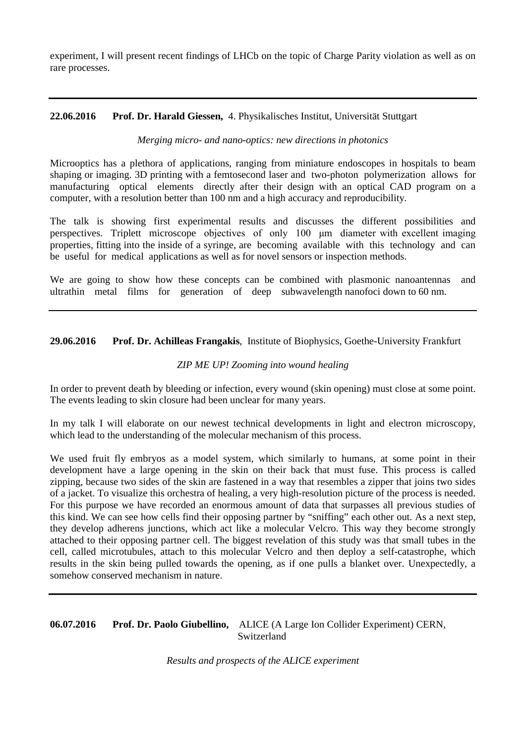experiment, I will present recent findings of LHCb on the topic of Charge Parity violation as well as on rare processes.

---

**22.06.2016 Prof. Dr. Harald Giessen,** 4. Physikalisches Institut, Universität Stuttgart

*Merging micro- and nano-optics: new directions in photonics*

Microoptics has a plethora of applications, ranging from miniature endoscopes in hospitals to beam shaping or imaging. 3D printing with a femtosecond laser and two-photon polymerization allows for manufacturing optical elements directly after their design with an optical CAD program on a computer, with a resolution better than 100 nm and a high accuracy and reproducibility.

The talk is showing first experimental results and discusses the different possibilities and perspectives. Triplett microscope objectives of only 100 μm diameter with excellent imaging properties, fitting into the inside of a syringe, are becoming available with this technology and can be useful for medical applications as well as for novel sensors or inspection methods.

We are going to show how these concepts can be combined with plasmonic nanoantennas and ultrathin metal films for generation of deep subwavelength nanofoci down to 60 nm.

---

**29.06.2016 Prof. Dr. Achilleas Frangakis**, Institute of Biophysics, Goethe-University Frankfurt

*ZIP ME UP! Zooming into wound healing*

In order to prevent death by bleeding or infection, every wound (skin opening) must close at some point. The events leading to skin closure had been unclear for many years.

In my talk I will elaborate on our newest technical developments in light and electron microscopy, which lead to the understanding of the molecular mechanism of this process.

We used fruit fly embryos as a model system, which similarly to humans, at some point in their development have a large opening in the skin on their back that must fuse. This process is called zipping, because two sides of the skin are fastened in a way that resembles a zipper that joins two sides of a jacket. To visualize this orchestra of healing, a very high-resolution picture of the process is needed. For this purpose we have recorded an enormous amount of data that surpasses all previous studies of this kind. We can see how cells find their opposing partner by "sniffing" each other out. As a next step, they develop adherens junctions, which act like a molecular Velcro. This way they become strongly attached to their opposing partner cell. The biggest revelation of this study was that small tubes in the cell, called microtubules, attach to this molecular Velcro and then deploy a self-catastrophe, which results in the skin being pulled towards the opening, as if one pulls a blanket over. Unexpectedly, a somehow conserved mechanism in nature.

---

**06.07.2016 Prof. Dr. Paolo Giubellino,** ALICE (A Large Ion Collider Experiment) CERN, Switzerland

*Results and prospects of the ALICE experiment*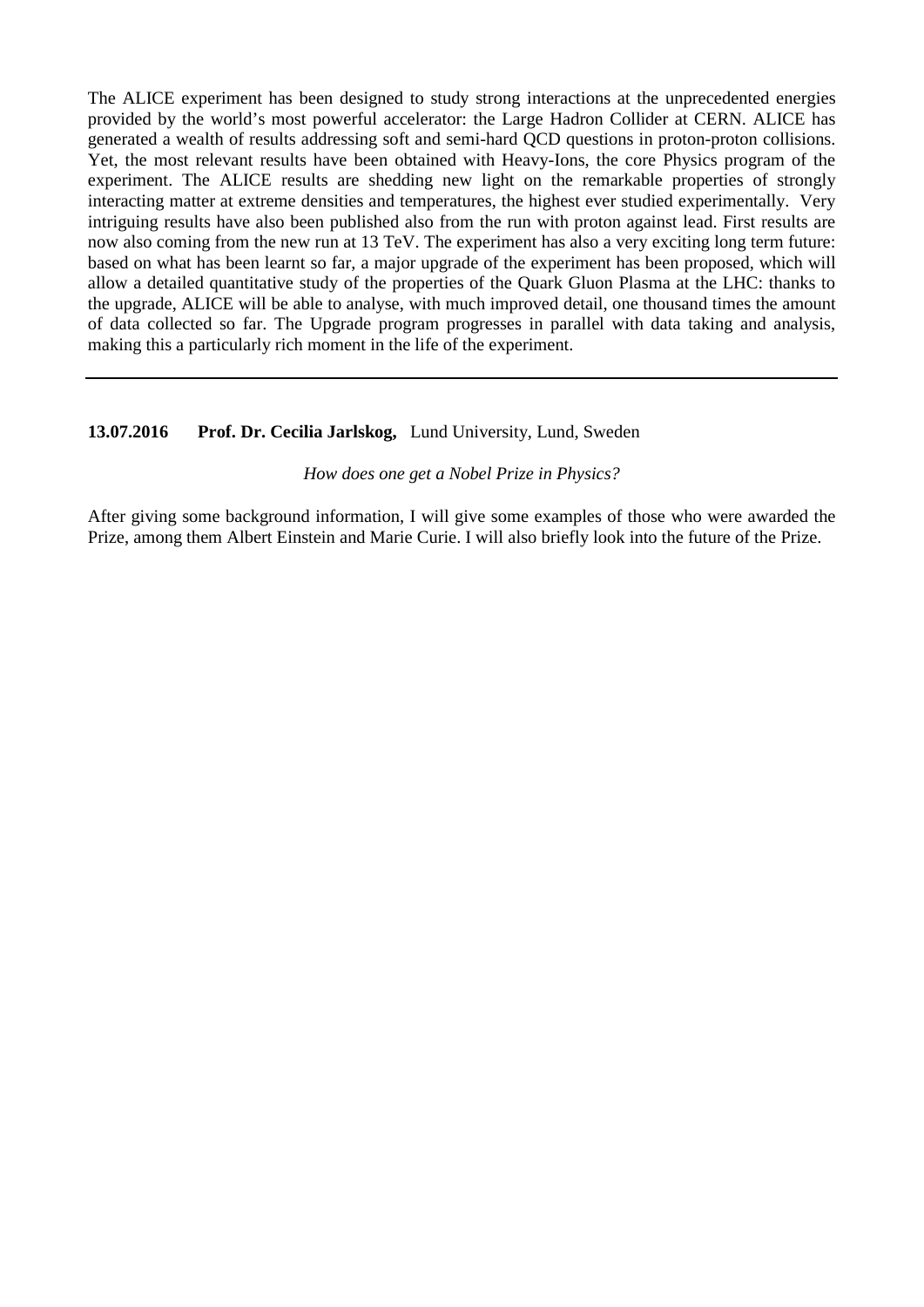The ALICE experiment has been designed to study strong interactions at the unprecedented energies provided by the world's most powerful accelerator: the Large Hadron Collider at CERN. ALICE has generated a wealth of results addressing soft and semi-hard QCD questions in proton-proton collisions. Yet, the most relevant results have been obtained with Heavy-Ions, the core Physics program of the experiment. The ALICE results are shedding new light on the remarkable properties of strongly interacting matter at extreme densities and temperatures, the highest ever studied experimentally. Very intriguing results have also been published also from the run with proton against lead. First results are now also coming from the new run at 13 TeV. The experiment has also a very exciting long term future: based on what has been learnt so far, a major upgrade of the experiment has been proposed, which will allow a detailed quantitative study of the properties of the Quark Gluon Plasma at the LHC: thanks to the upgrade, ALICE will be able to analyse, with much improved detail, one thousand times the amount of data collected so far. The Upgrade program progresses in parallel with data taking and analysis, making this a particularly rich moment in the life of the experiment.

---

**13.07.2016 Prof. Dr. Cecilia Jarlskog,** Lund University, Lund, Sweden

*How does one get a Nobel Prize in Physics?*

After giving some background information, I will give some examples of those who were awarded the Prize, among them Albert Einstein and Marie Curie. I will also briefly look into the future of the Prize.